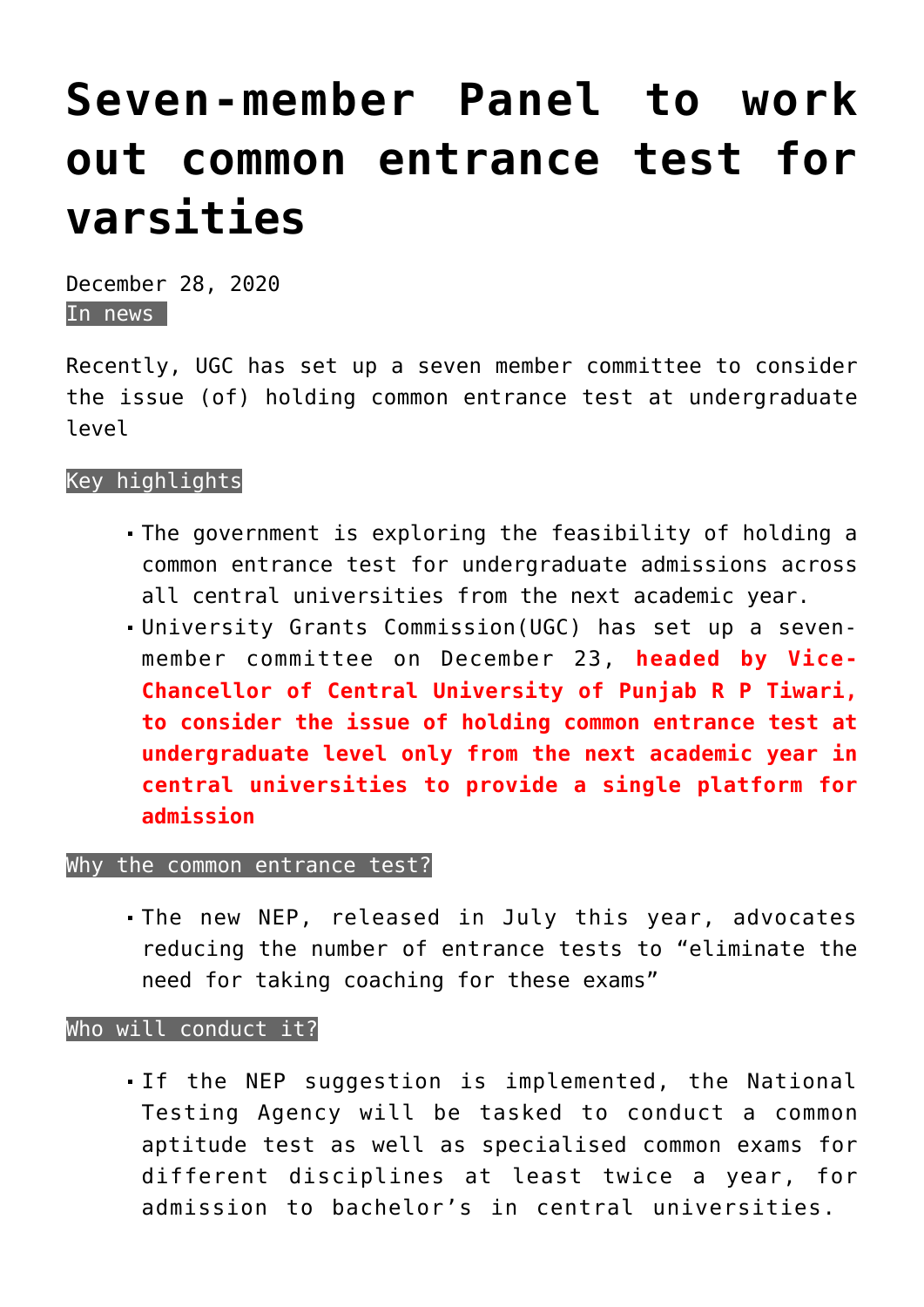# Seven-member Panel to work out common entrance test for varsities

December 28, 2020

In news

Recently, UGC has set up a seven member committee to consider the issue (of) holding common entrance test at undergraduate level

Key highlights

- The government is exploring the feasibility of holding a common entrance test for undergraduate admissions across all central universities from the next academic year.
- University Grants Commission(UGC) has set up a seven-member committee on December 23, **headed by Vice-Chancellor of Central University of Punjab R P Tiwari, to consider the issue of holding common entrance test at undergraduate level only from the next academic year in central universities to provide a single platform for admission**

Why the common entrance test?

- The new NEP, released in July this year, advocates reducing the number of entrance tests to "eliminate the need for taking coaching for these exams"

Who will conduct it?

- If the NEP suggestion is implemented, the National Testing Agency will be tasked to conduct a common aptitude test as well as specialised common exams for different disciplines at least twice a year, for admission to bachelor's in central universities.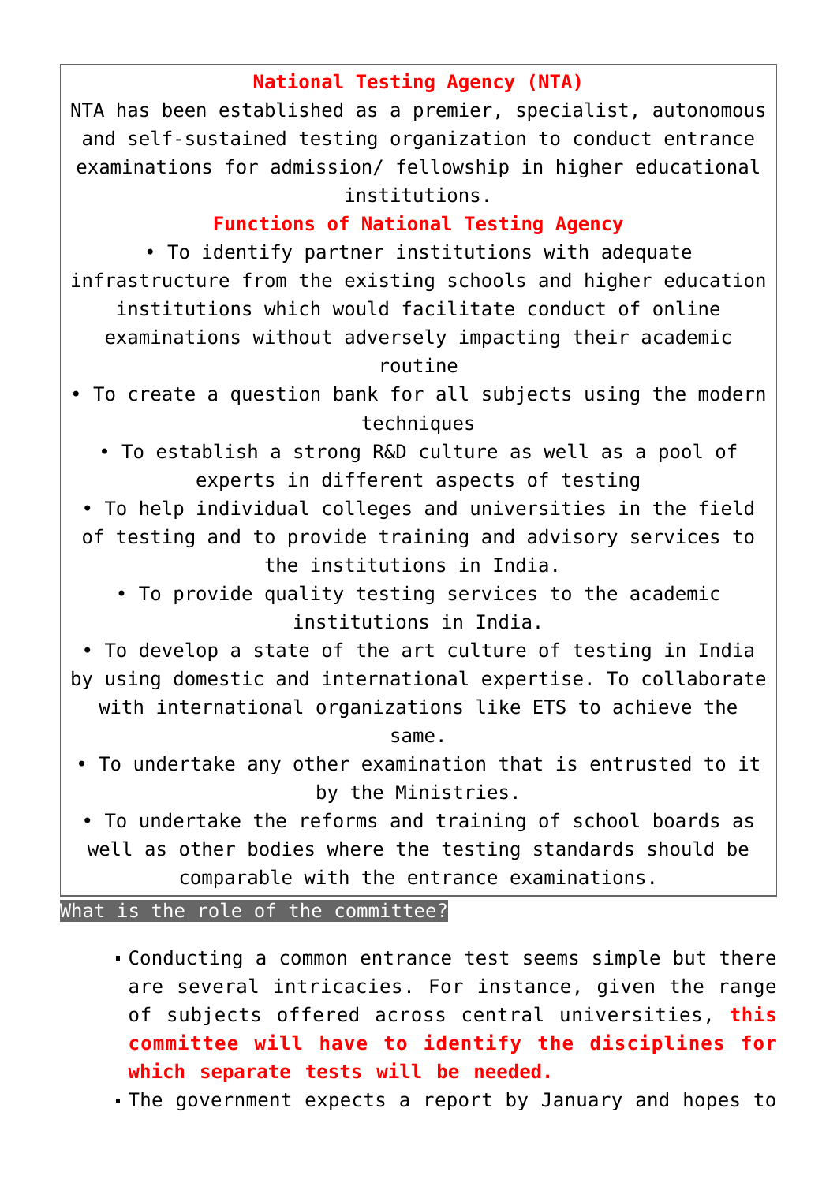**National Testing Agency (NTA)**

NTA has been established as a premier, specialist, autonomous and self-sustained testing organization to conduct entrance examinations for admission/ fellowship in higher educational institutions.

**Functions of National Testing Agency**

- To identify partner institutions with adequate infrastructure from the existing schools and higher education institutions which would facilitate conduct of online examinations without adversely impacting their academic routine
- To create a question bank for all subjects using the modern techniques
- To establish a strong R&D culture as well as a pool of experts in different aspects of testing
- To help individual colleges and universities in the field of testing and to provide training and advisory services to the institutions in India.
- To provide quality testing services to the academic institutions in India.
- To develop a state of the art culture of testing in India by using domestic and international expertise. To collaborate with international organizations like ETS to achieve the same.
- To undertake any other examination that is entrusted to it by the Ministries.
- To undertake the reforms and training of school boards as well as other bodies where the testing standards should be comparable with the entrance examinations.

## What is the role of the committee?

- Conducting a common entrance test seems simple but there are several intricacies. For instance, given the range of subjects offered across central universities, **this committee will have to identify the disciplines for which separate tests will be needed.**
- The government expects a report by January and hopes to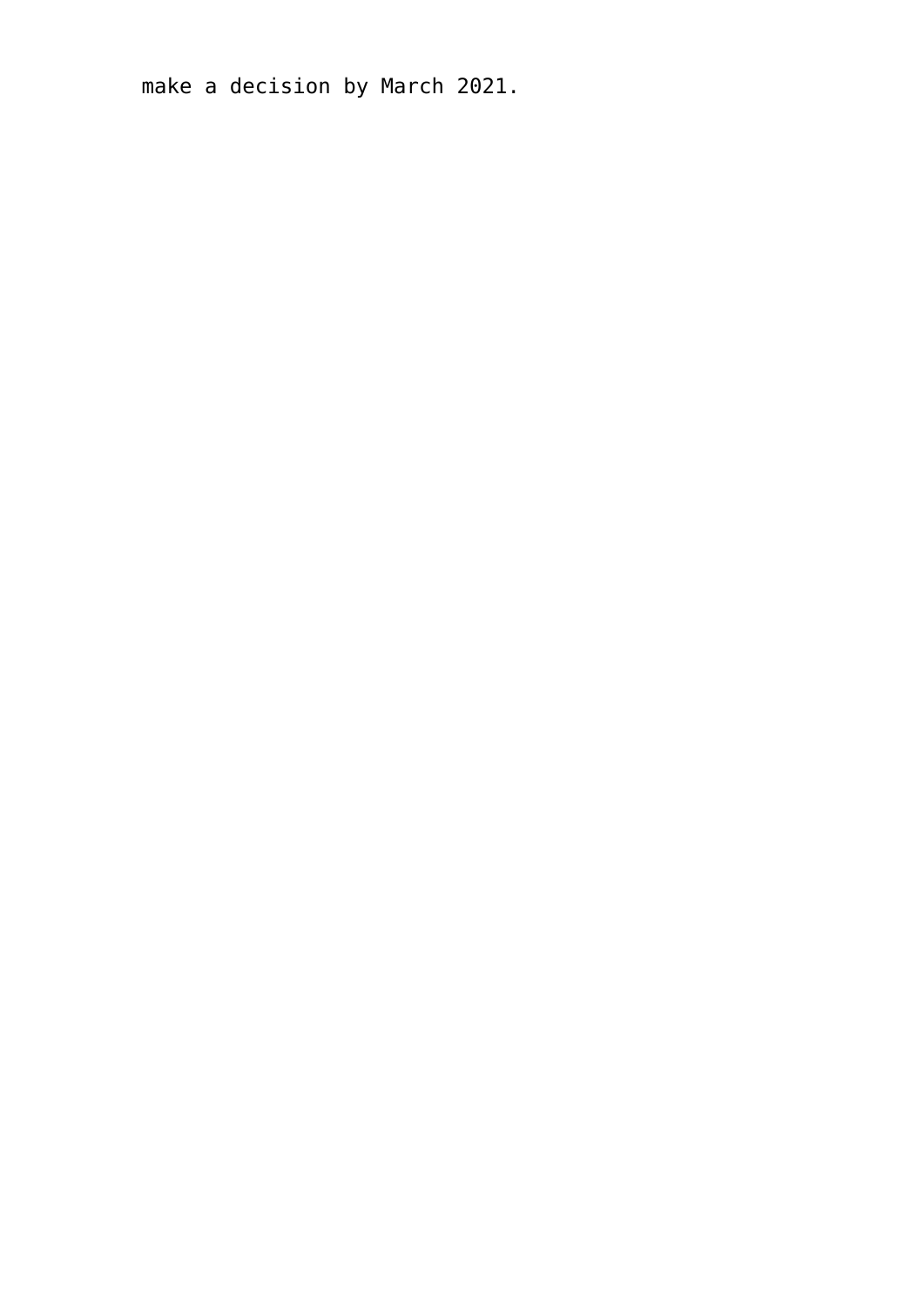make a decision by March 2021.